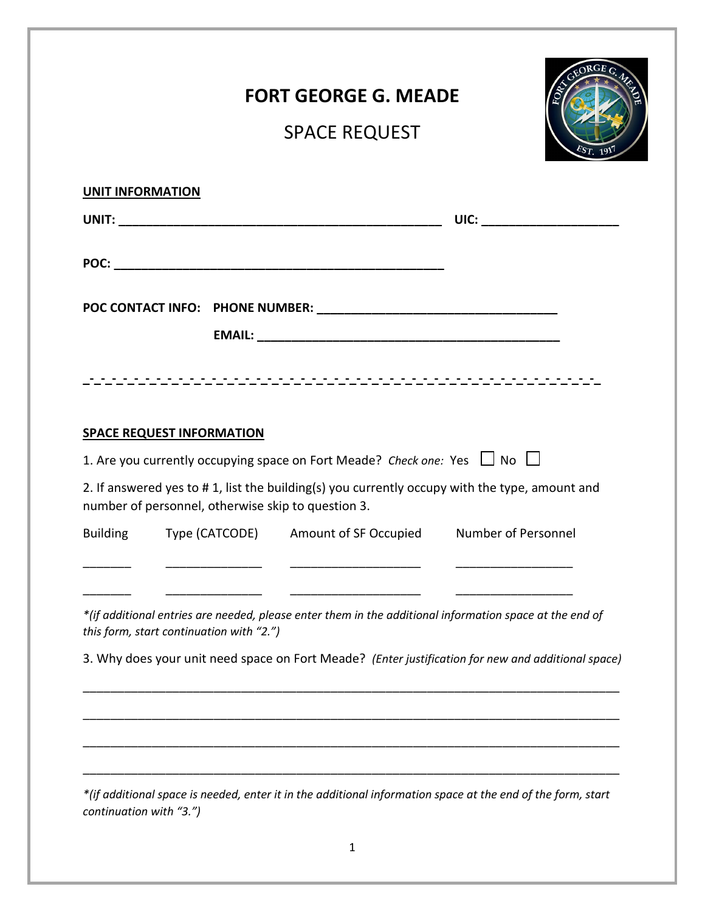# FORT GEORGE G. MEADE

## SPACE REQUEST

**UNIT INFORMATION**

**UNIT:** ______________________________________________ **UIC:** ___________________

**POC:** ________________________________________________

**POC CONTACT INFO:** **PHONE NUMBER:** __________________________________

**EMAIL:** ____________________________________________

---

**SPACE REQUEST INFORMATION**

1. Are you currently occupying space on Fort Meade? *Check one:* Yes ☐ No ☐

2. If answered yes to # 1, list the building(s) you currently occupy with the type, amount and number of personnel, otherwise skip to question 3.

| Building | Type (CATCODE) | Amount of SF Occupied | Number of Personnel |
|---|---|---|---|
| _______ | ______________ | ___________________ | _________________ |
| _______ | ______________ | ___________________ | _________________ |

*\*(if additional entries are needed, please enter them in the additional information space at the end of this form, start continuation with "2.")*

3. Why does your unit need space on Fort Meade? *(Enter justification for new and additional space)*

_____________________________________________________________________________

_____________________________________________________________________________

_____________________________________________________________________________

_____________________________________________________________________________

*\*(if additional space is needed, enter it in the additional information space at the end of the form, start continuation with "3.")*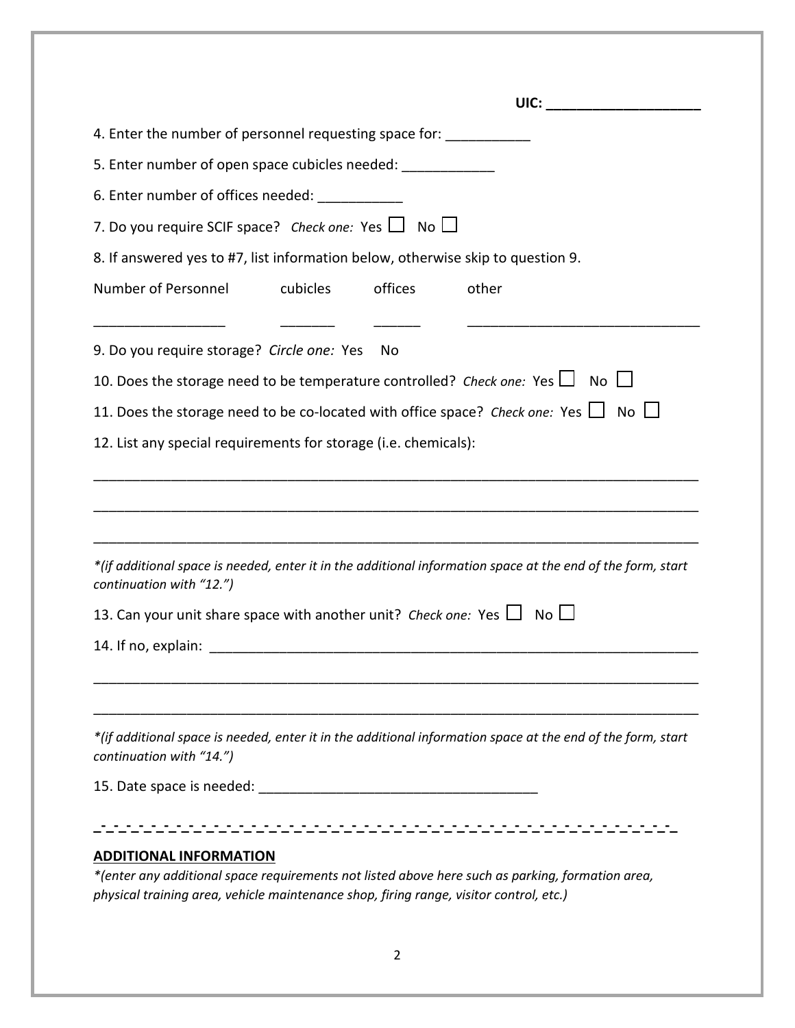**UIC: ____________________**

4. Enter the number of personnel requesting space for: ___________

5. Enter number of open space cubicles needed: ____________

6. Enter number of offices needed: ___________

7. Do you require SCIF space? *Check one:* Yes ☐ No ☐

8. If answered yes to #7, list information below, otherwise skip to question 9.

| Number of Personnel | cubicles | offices | other |
|---|---|---|---|
| _________________ | _______ | ______ | ______________________________ |

9. Do you require storage? *Circle one:* Yes No

10. Does the storage need to be temperature controlled? *Check one:* Yes ☐ No ☐

11. Does the storage need to be co-located with office space? *Check one:* Yes ☐ No ☐

12. List any special requirements for storage (i.e. chemicals):

_______________________________________________________________________________

_______________________________________________________________________________

_______________________________________________________________________________

*\*(if additional space is needed, enter it in the additional information space at the end of the form, start continuation with "12.")*

13. Can your unit share space with another unit? *Check one:* Yes ☐ No ☐

14. If no, explain: _______________________________________________________________

_______________________________________________________________________________

_______________________________________________________________________________

*\*(if additional space is needed, enter it in the additional information space at the end of the form, start continuation with "14.")*

15. Date space is needed: ____________________________________

---

**ADDITIONAL INFORMATION**

*\*(enter any additional space requirements not listed above here such as parking, formation area, physical training area, vehicle maintenance shop, firing range, visitor control, etc.)*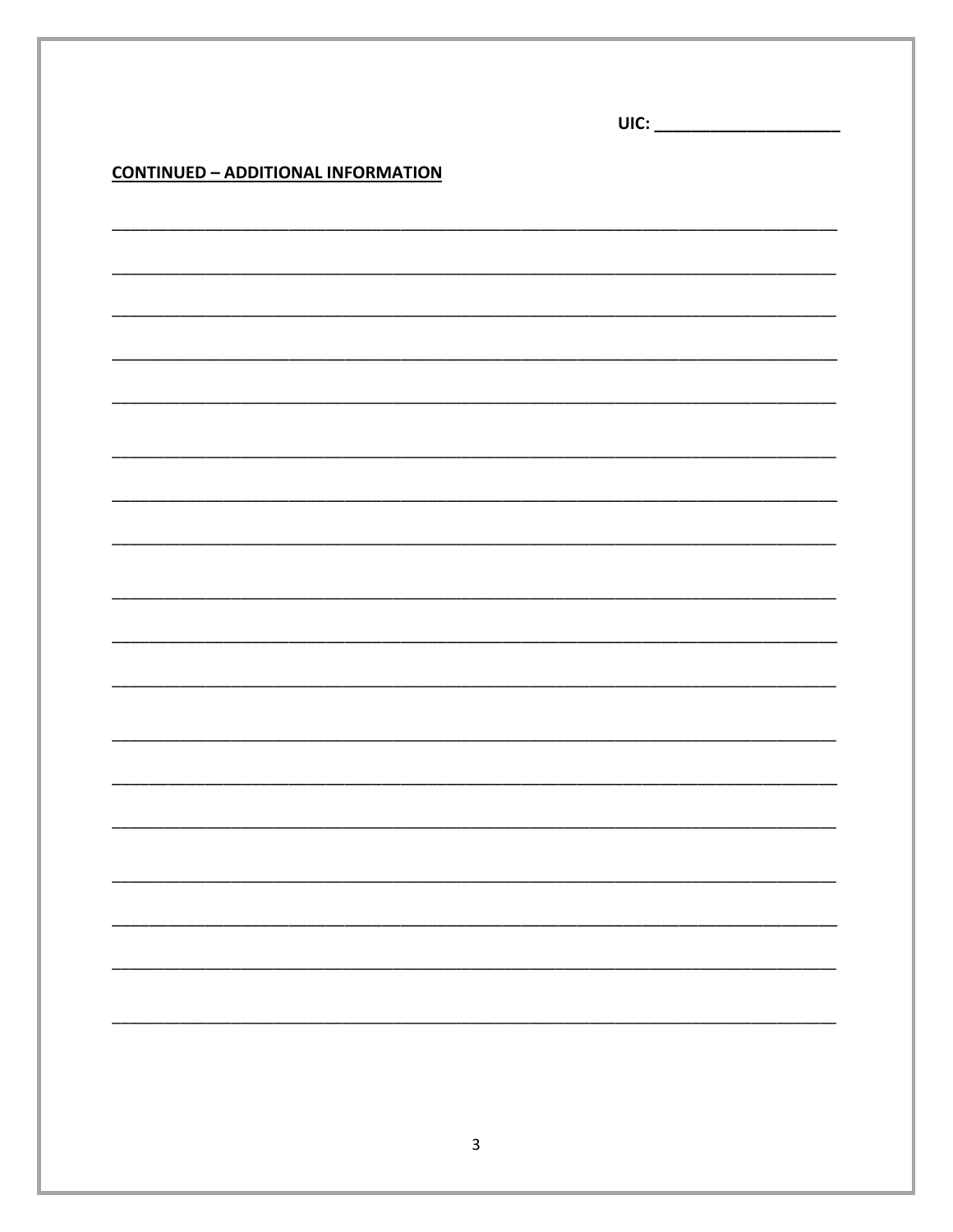UIC: ____________________

**CONTINUED – ADDITIONAL INFORMATION**

________________________________________________________________________________

________________________________________________________________________________

________________________________________________________________________________

________________________________________________________________________________

________________________________________________________________________________

________________________________________________________________________________

________________________________________________________________________________

________________________________________________________________________________

________________________________________________________________________________

________________________________________________________________________________

________________________________________________________________________________

________________________________________________________________________________

________________________________________________________________________________

________________________________________________________________________________

________________________________________________________________________________

________________________________________________________________________________

________________________________________________________________________________

________________________________________________________________________________